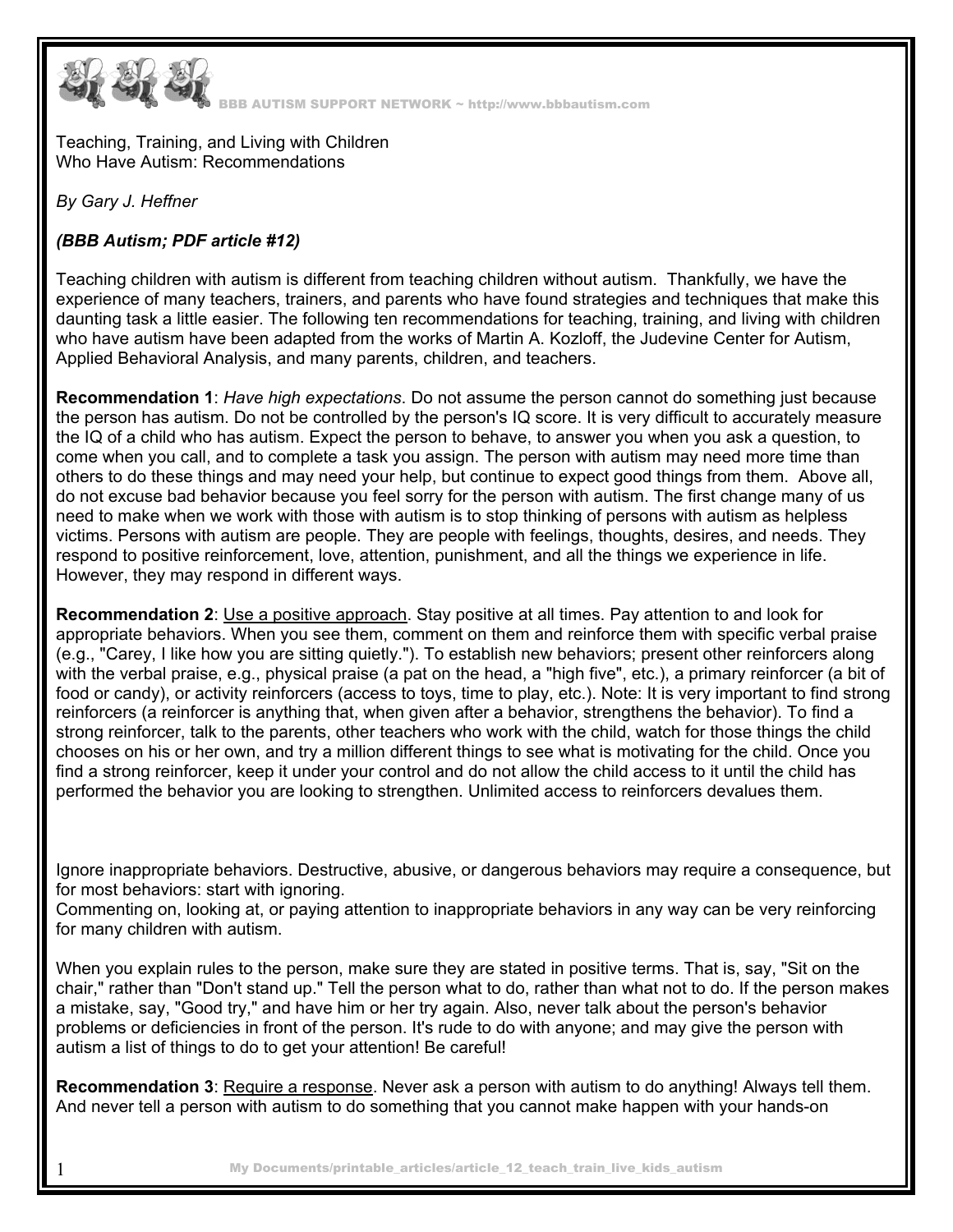Teaching, Training, and Living with Children
Who Have Autism: Recommendations

*By Gary J. Heffner*

***(BBB Autism; PDF article #12)***

Teaching children with autism is different from teaching children without autism. Thankfully, we have the experience of many teachers, trainers, and parents who have found strategies and techniques that make this daunting task a little easier. The following ten recommendations for teaching, training, and living with children who have autism have been adapted from the works of Martin A. Kozloff, the Judevine Center for Autism, Applied Behavioral Analysis, and many parents, children, and teachers.

**Recommendation 1**: *Have high expectations*. Do not assume the person cannot do something just because the person has autism. Do not be controlled by the person's IQ score. It is very difficult to accurately measure the IQ of a child who has autism. Expect the person to behave, to answer you when you ask a question, to come when you call, and to complete a task you assign. The person with autism may need more time than others to do these things and may need your help, but continue to expect good things from them. Above all, do not excuse bad behavior because you feel sorry for the person with autism. The first change many of us need to make when we work with those with autism is to stop thinking of persons with autism as helpless victims. Persons with autism are people. They are people with feelings, thoughts, desires, and needs. They respond to positive reinforcement, love, attention, punishment, and all the things we experience in life. However, they may respond in different ways.

**Recommendation 2**: Use a positive approach. Stay positive at all times. Pay attention to and look for appropriate behaviors. When you see them, comment on them and reinforce them with specific verbal praise (e.g., "Carey, I like how you are sitting quietly."). To establish new behaviors; present other reinforcers along with the verbal praise, e.g., physical praise (a pat on the head, a "high five", etc.), a primary reinforcer (a bit of food or candy), or activity reinforcers (access to toys, time to play, etc.). Note: It is very important to find strong reinforcers (a reinforcer is anything that, when given after a behavior, strengthens the behavior). To find a strong reinforcer, talk to the parents, other teachers who work with the child, watch for those things the child chooses on his or her own, and try a million different things to see what is motivating for the child. Once you find a strong reinforcer, keep it under your control and do not allow the child access to it until the child has performed the behavior you are looking to strengthen. Unlimited access to reinforcers devalues them.

Ignore inappropriate behaviors. Destructive, abusive, or dangerous behaviors may require a consequence, but for most behaviors: start with ignoring.
Commenting on, looking at, or paying attention to inappropriate behaviors in any way can be very reinforcing for many children with autism.

When you explain rules to the person, make sure they are stated in positive terms. That is, say, "Sit on the chair," rather than "Don't stand up." Tell the person what to do, rather than what not to do. If the person makes a mistake, say, "Good try," and have him or her try again. Also, never talk about the person's behavior problems or deficiencies in front of the person. It's rude to do with anyone; and may give the person with autism a list of things to do to get your attention! Be careful!

**Recommendation 3**: Require a response. Never ask a person with autism to do anything! Always tell them. And never tell a person with autism to do something that you cannot make happen with your hands-on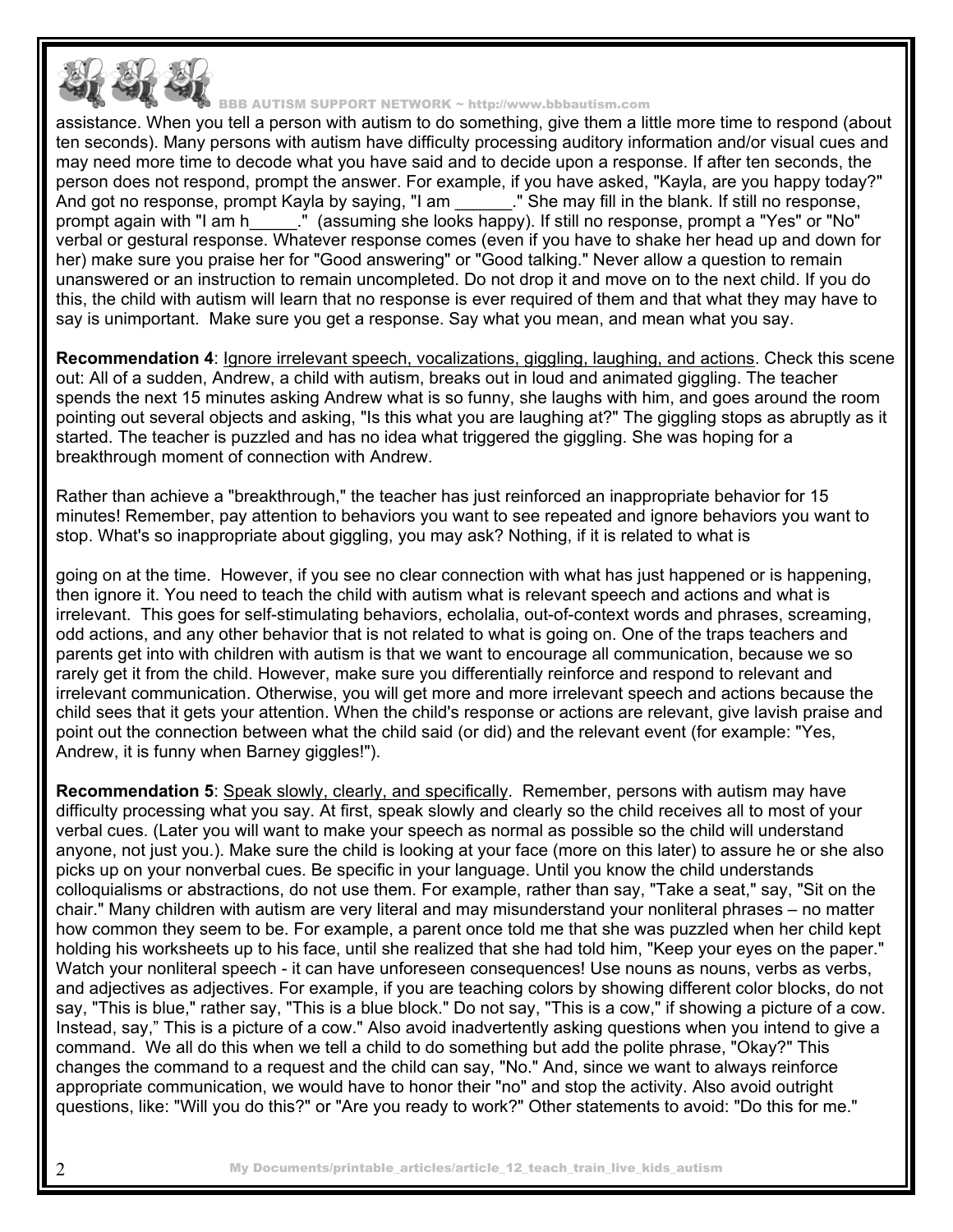assistance. When you tell a person with autism to do something, give them a little more time to respond (about ten seconds). Many persons with autism have difficulty processing auditory information and/or visual cues and may need more time to decode what you have said and to decide upon a response. If after ten seconds, the person does not respond, prompt the answer. For example, if you have asked, "Kayla, are you happy today?" And got no response, prompt Kayla by saying, "I am ______." She may fill in the blank. If still no response, prompt again with "I am h_____." (assuming she looks happy). If still no response, prompt a "Yes" or "No" verbal or gestural response. Whatever response comes (even if you have to shake her head up and down for her) make sure you praise her for "Good answering" or "Good talking." Never allow a question to remain unanswered or an instruction to remain uncompleted. Do not drop it and move on to the next child. If you do this, the child with autism will learn that no response is ever required of them and that what they may have to say is unimportant. Make sure you get a response. Say what you mean, and mean what you say.

**Recommendation 4**: Ignore irrelevant speech, vocalizations, giggling, laughing, and actions. Check this scene out: All of a sudden, Andrew, a child with autism, breaks out in loud and animated giggling. The teacher spends the next 15 minutes asking Andrew what is so funny, she laughs with him, and goes around the room pointing out several objects and asking, "Is this what you are laughing at?" The giggling stops as abruptly as it started. The teacher is puzzled and has no idea what triggered the giggling. She was hoping for a breakthrough moment of connection with Andrew.

Rather than achieve a "breakthrough," the teacher has just reinforced an inappropriate behavior for 15 minutes! Remember, pay attention to behaviors you want to see repeated and ignore behaviors you want to stop. What's so inappropriate about giggling, you may ask? Nothing, if it is related to what is going on at the time. However, if you see no clear connection with what has just happened or is happening, then ignore it. You need to teach the child with autism what is relevant speech and actions and what is irrelevant. This goes for self-stimulating behaviors, echolalia, out-of-context words and phrases, screaming, odd actions, and any other behavior that is not related to what is going on. One of the traps teachers and parents get into with children with autism is that we want to encourage all communication, because we so rarely get it from the child. However, make sure you differentially reinforce and respond to relevant and irrelevant communication. Otherwise, you will get more and more irrelevant speech and actions because the child sees that it gets your attention. When the child's response or actions are relevant, give lavish praise and point out the connection between what the child said (or did) and the relevant event (for example: "Yes, Andrew, it is funny when Barney giggles!").

**Recommendation 5**: Speak slowly, clearly, and specifically. Remember, persons with autism may have difficulty processing what you say. At first, speak slowly and clearly so the child receives all to most of your verbal cues. (Later you will want to make your speech as normal as possible so the child will understand anyone, not just you.). Make sure the child is looking at your face (more on this later) to assure he or she also picks up on your nonverbal cues. Be specific in your language. Until you know the child understands colloquialisms or abstractions, do not use them. For example, rather than say, "Take a seat," say, "Sit on the chair." Many children with autism are very literal and may misunderstand your nonliteral phrases – no matter how common they seem to be. For example, a parent once told me that she was puzzled when her child kept holding his worksheets up to his face, until she realized that she had told him, "Keep your eyes on the paper." Watch your nonliteral speech - it can have unforeseen consequences! Use nouns as nouns, verbs as verbs, and adjectives as adjectives. For example, if you are teaching colors by showing different color blocks, do not say, "This is blue," rather say, "This is a blue block." Do not say, "This is a cow," if showing a picture of a cow. Instead, say," This is a picture of a cow." Also avoid inadvertently asking questions when you intend to give a command. We all do this when we tell a child to do something but add the polite phrase, "Okay?" This changes the command to a request and the child can say, "No." And, since we want to always reinforce appropriate communication, we would have to honor their "no" and stop the activity. Also avoid outright questions, like: "Will you do this?" or "Are you ready to work?" Other statements to avoid: "Do this for me."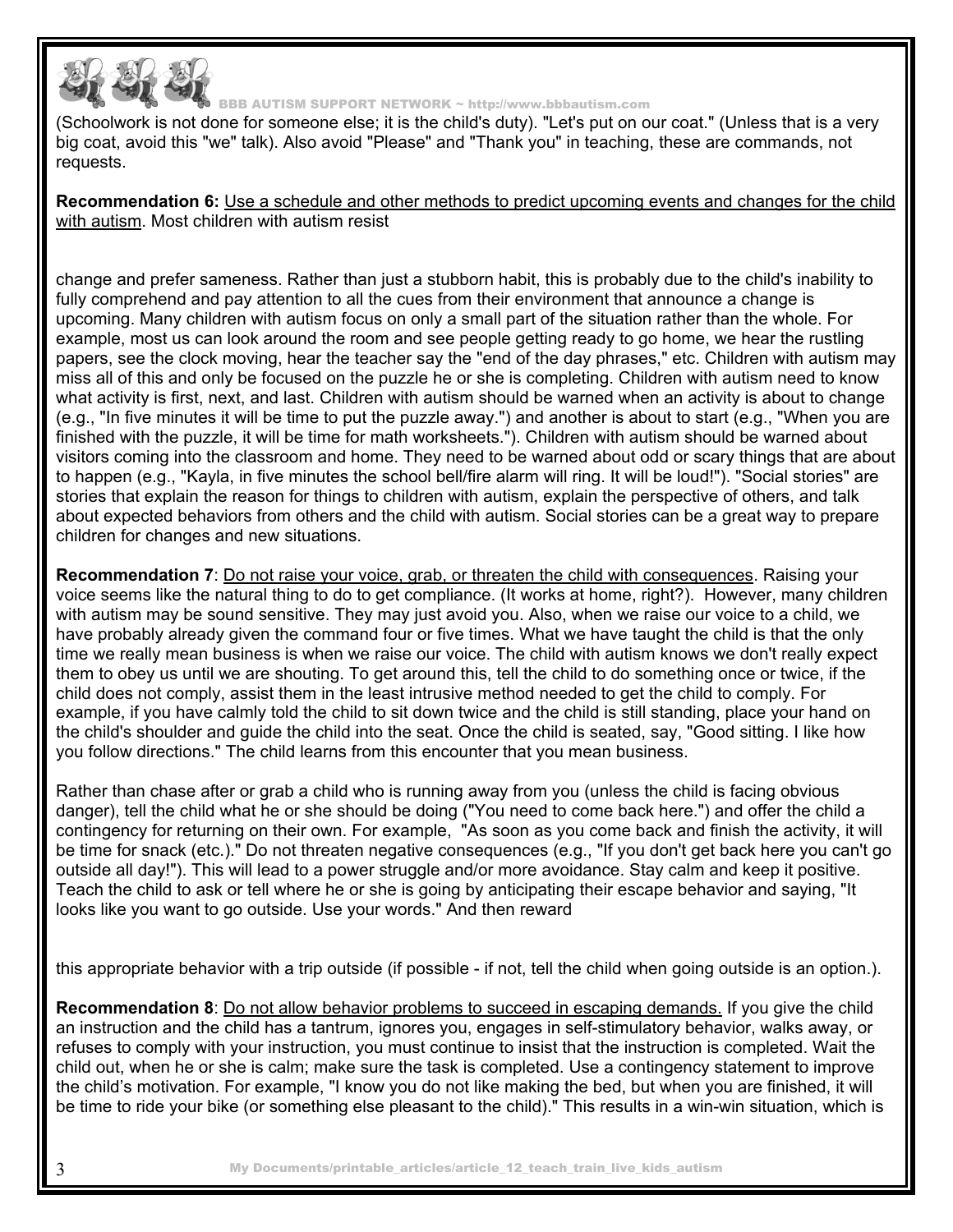(Schoolwork is not done for someone else; it is the child's duty). "Let's put on our coat." (Unless that is a very big coat, avoid this "we" talk). Also avoid "Please" and "Thank you" in teaching, these are commands, not requests.

**Recommendation 6:** Use a schedule and other methods to predict upcoming events and changes for the child with autism. Most children with autism resist change and prefer sameness. Rather than just a stubborn habit, this is probably due to the child's inability to fully comprehend and pay attention to all the cues from their environment that announce a change is upcoming. Many children with autism focus on only a small part of the situation rather than the whole. For example, most us can look around the room and see people getting ready to go home, we hear the rustling papers, see the clock moving, hear the teacher say the "end of the day phrases," etc. Children with autism may miss all of this and only be focused on the puzzle he or she is completing. Children with autism need to know what activity is first, next, and last. Children with autism should be warned when an activity is about to change (e.g., "In five minutes it will be time to put the puzzle away.") and another is about to start (e.g., "When you are finished with the puzzle, it will be time for math worksheets."). Children with autism should be warned about visitors coming into the classroom and home. They need to be warned about odd or scary things that are about to happen (e.g., "Kayla, in five minutes the school bell/fire alarm will ring. It will be loud!"). "Social stories" are stories that explain the reason for things to children with autism, explain the perspective of others, and talk about expected behaviors from others and the child with autism. Social stories can be a great way to prepare children for changes and new situations.

**Recommendation 7**: Do not raise your voice, grab, or threaten the child with consequences. Raising your voice seems like the natural thing to do to get compliance. (It works at home, right?). However, many children with autism may be sound sensitive. They may just avoid you. Also, when we raise our voice to a child, we have probably already given the command four or five times. What we have taught the child is that the only time we really mean business is when we raise our voice. The child with autism knows we don't really expect them to obey us until we are shouting. To get around this, tell the child to do something once or twice, if the child does not comply, assist them in the least intrusive method needed to get the child to comply. For example, if you have calmly told the child to sit down twice and the child is still standing, place your hand on the child's shoulder and guide the child into the seat. Once the child is seated, say, "Good sitting. I like how you follow directions." The child learns from this encounter that you mean business.

Rather than chase after or grab a child who is running away from you (unless the child is facing obvious danger), tell the child what he or she should be doing ("You need to come back here.") and offer the child a contingency for returning on their own. For example, "As soon as you come back and finish the activity, it will be time for snack (etc.)." Do not threaten negative consequences (e.g., "If you don't get back here you can't go outside all day!"). This will lead to a power struggle and/or more avoidance. Stay calm and keep it positive. Teach the child to ask or tell where he or she is going by anticipating their escape behavior and saying, "It looks like you want to go outside. Use your words." And then reward this appropriate behavior with a trip outside (if possible - if not, tell the child when going outside is an option.).

**Recommendation 8**: Do not allow behavior problems to succeed in escaping demands. If you give the child an instruction and the child has a tantrum, ignores you, engages in self-stimulatory behavior, walks away, or refuses to comply with your instruction, you must continue to insist that the instruction is completed. Wait the child out, when he or she is calm; make sure the task is completed. Use a contingency statement to improve the child's motivation. For example, "I know you do not like making the bed, but when you are finished, it will be time to ride your bike (or something else pleasant to the child)." This results in a win-win situation, which is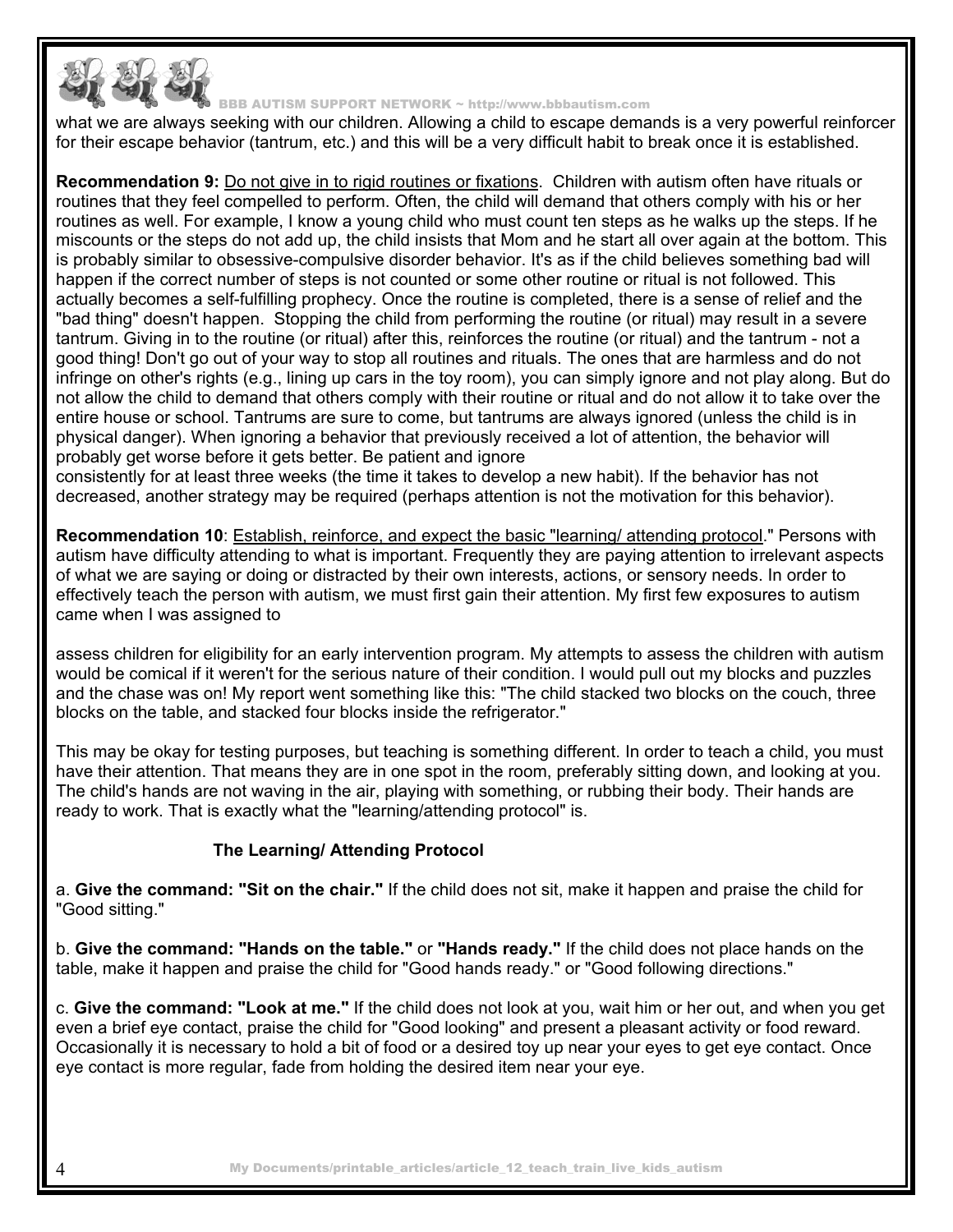what we are always seeking with our children. Allowing a child to escape demands is a very powerful reinforcer for their escape behavior (tantrum, etc.) and this will be a very difficult habit to break once it is established.

**Recommendation 9:** Do not give in to rigid routines or fixations. Children with autism often have rituals or routines that they feel compelled to perform. Often, the child will demand that others comply with his or her routines as well. For example, I know a young child who must count ten steps as he walks up the steps. If he miscounts or the steps do not add up, the child insists that Mom and he start all over again at the bottom. This is probably similar to obsessive-compulsive disorder behavior. It's as if the child believes something bad will happen if the correct number of steps is not counted or some other routine or ritual is not followed. This actually becomes a self-fulfilling prophecy. Once the routine is completed, there is a sense of relief and the "bad thing" doesn't happen. Stopping the child from performing the routine (or ritual) may result in a severe tantrum. Giving in to the routine (or ritual) after this, reinforces the routine (or ritual) and the tantrum - not a good thing! Don't go out of your way to stop all routines and rituals. The ones that are harmless and do not infringe on other's rights (e.g., lining up cars in the toy room), you can simply ignore and not play along. But do not allow the child to demand that others comply with their routine or ritual and do not allow it to take over the entire house or school. Tantrums are sure to come, but tantrums are always ignored (unless the child is in physical danger). When ignoring a behavior that previously received a lot of attention, the behavior will probably get worse before it gets better. Be patient and ignore consistently for at least three weeks (the time it takes to develop a new habit). If the behavior has not decreased, another strategy may be required (perhaps attention is not the motivation for this behavior).

**Recommendation 10**: Establish, reinforce, and expect the basic "learning/ attending protocol." Persons with autism have difficulty attending to what is important. Frequently they are paying attention to irrelevant aspects of what we are saying or doing or distracted by their own interests, actions, or sensory needs. In order to effectively teach the person with autism, we must first gain their attention. My first few exposures to autism came when I was assigned to assess children for eligibility for an early intervention program. My attempts to assess the children with autism would be comical if it weren't for the serious nature of their condition. I would pull out my blocks and puzzles and the chase was on! My report went something like this: "The child stacked two blocks on the couch, three blocks on the table, and stacked four blocks inside the refrigerator."

This may be okay for testing purposes, but teaching is something different. In order to teach a child, you must have their attention. That means they are in one spot in the room, preferably sitting down, and looking at you. The child's hands are not waving in the air, playing with something, or rubbing their body. Their hands are ready to work. That is exactly what the "learning/attending protocol" is.

### The Learning/ Attending Protocol

a. **Give the command: "Sit on the chair."** If the child does not sit, make it happen and praise the child for "Good sitting."

b. **Give the command: "Hands on the table."** or **"Hands ready."** If the child does not place hands on the table, make it happen and praise the child for "Good hands ready." or "Good following directions."

c. **Give the command: "Look at me."** If the child does not look at you, wait him or her out, and when you get even a brief eye contact, praise the child for "Good looking" and present a pleasant activity or food reward. Occasionally it is necessary to hold a bit of food or a desired toy up near your eyes to get eye contact. Once eye contact is more regular, fade from holding the desired item near your eye.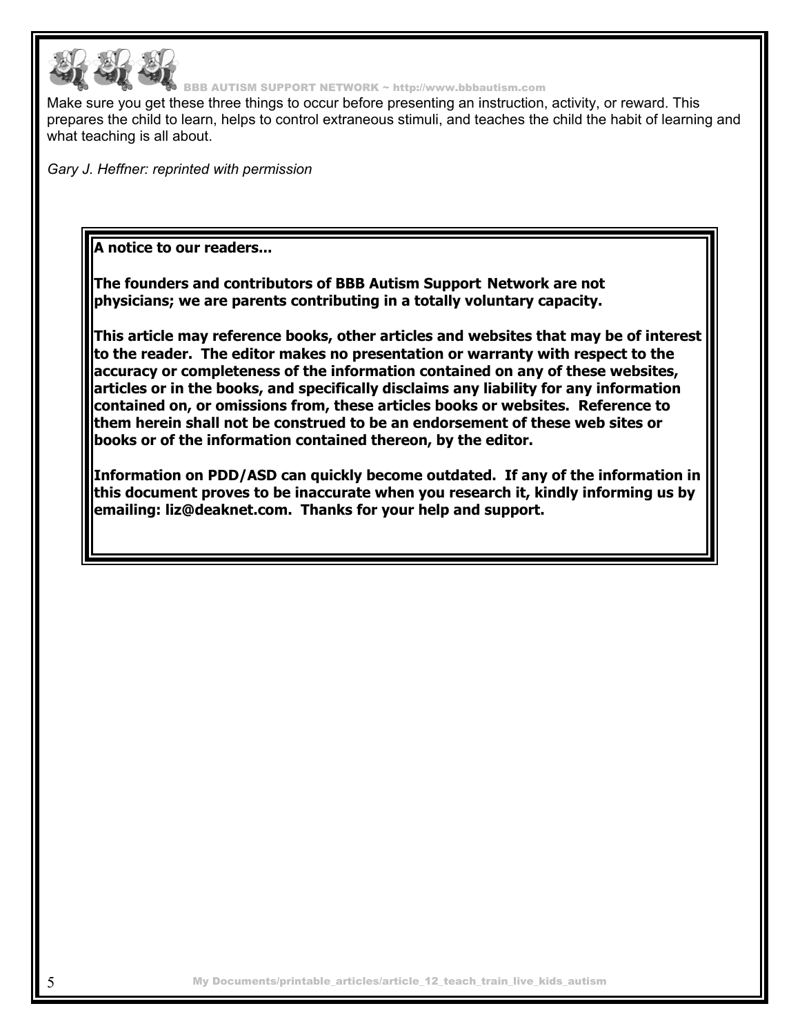Make sure you get these three things to occur before presenting an instruction, activity, or reward. This prepares the child to learn, helps to control extraneous stimuli, and teaches the child the habit of learning and what teaching is all about.

*Gary J. Heffner: reprinted with permission*

**A notice to our readers...**

**The founders and contributors of BBB Autism Support Network are not physicians; we are parents contributing in a totally voluntary capacity.**

**This article may reference books, other articles and websites that may be of interest to the reader. The editor makes no presentation or warranty with respect to the accuracy or completeness of the information contained on any of these websites, articles or in the books, and specifically disclaims any liability for any information contained on, or omissions from, these articles books or websites. Reference to them herein shall not be construed to be an endorsement of these web sites or books or of the information contained thereon, by the editor.**

**Information on PDD/ASD can quickly become outdated. If any of the information in this document proves to be inaccurate when you research it, kindly informing us by emailing: liz@deaknet.com. Thanks for your help and support.**